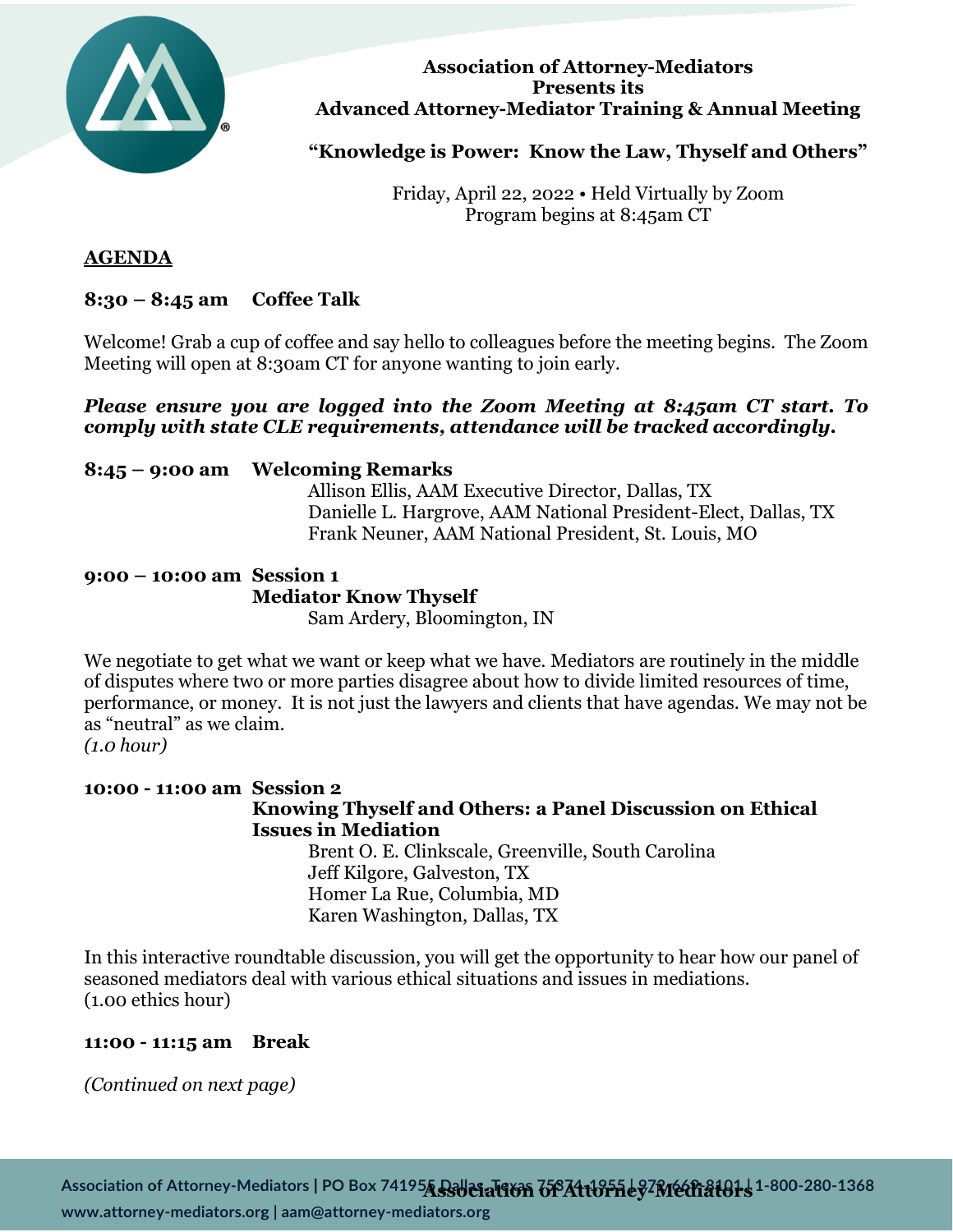**Association of Attorney-Mediators**
**Presents its**
**Advanced Attorney-Mediator Training & Annual Meeting**

## "Knowledge is Power: Know the Law, Thyself and Others"

Friday, April 22, 2022 • Held Virtually by Zoom
Program begins at 8:45am CT

## AGENDA

**8:30 – 8:45 am Coffee Talk**

Welcome! Grab a cup of coffee and say hello to colleagues before the meeting begins. The Zoom Meeting will open at 8:30am CT for anyone wanting to join early.

***Please ensure you are logged into the Zoom Meeting at 8:45am CT start. To comply with state CLE requirements, attendance will be tracked accordingly.***

**8:45 – 9:00 am Welcoming Remarks**

Allison Ellis, AAM Executive Director, Dallas, TX
Danielle L. Hargrove, AAM National President-Elect, Dallas, TX
Frank Neuner, AAM National President, St. Louis, MO

**9:00 – 10:00 am Session 1**
**Mediator Know Thyself**

Sam Ardery, Bloomington, IN

We negotiate to get what we want or keep what we have. Mediators are routinely in the middle of disputes where two or more parties disagree about how to divide limited resources of time, performance, or money. It is not just the lawyers and clients that have agendas. We may not be as "neutral" as we claim.
*(1.0 hour)*

**10:00 - 11:00 am Session 2**
**Knowing Thyself and Others: a Panel Discussion on Ethical Issues in Mediation**

Brent O. E. Clinkscale, Greenville, South Carolina
Jeff Kilgore, Galveston, TX
Homer La Rue, Columbia, MD
Karen Washington, Dallas, TX

In this interactive roundtable discussion, you will get the opportunity to hear how our panel of seasoned mediators deal with various ethical situations and issues in mediations.
(1.00 ethics hour)

**11:00 - 11:15 am Break**

*(Continued on next page)*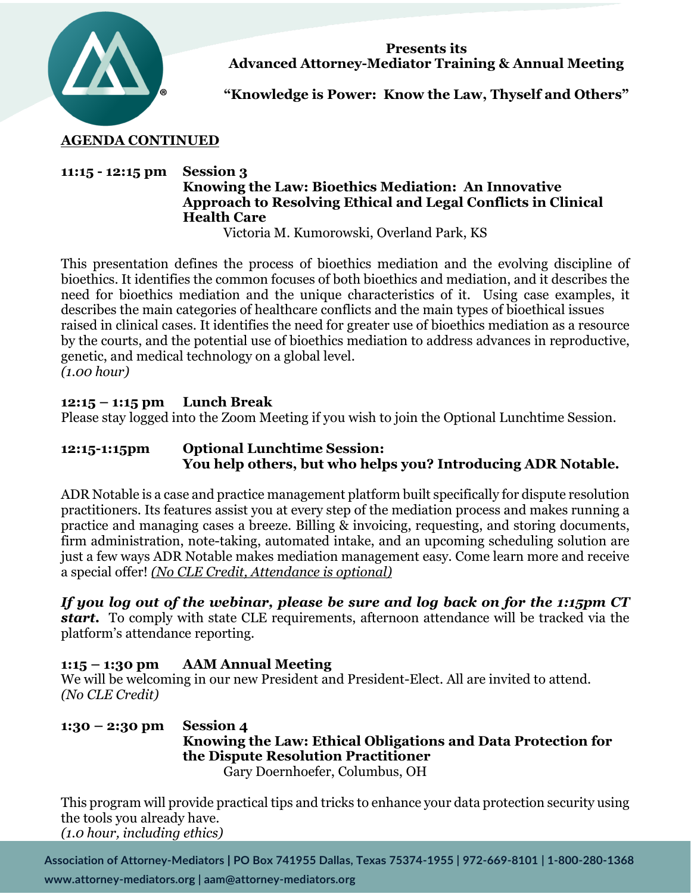**Presents its**
**Advanced Attorney-Mediator Training & Annual Meeting**

**"Knowledge is Power: Know the Law, Thyself and Others"**

**AGENDA CONTINUED**

**11:15 - 12:15 pm Session 3**
**Knowing the Law: Bioethics Mediation: An Innovative Approach to Resolving Ethical and Legal Conflicts in Clinical Health Care**
Victoria M. Kumorowski, Overland Park, KS

This presentation defines the process of bioethics mediation and the evolving discipline of bioethics. It identifies the common focuses of both bioethics and mediation, and it describes the need for bioethics mediation and the unique characteristics of it. Using case examples, it describes the main categories of healthcare conflicts and the main types of bioethical issues raised in clinical cases. It identifies the need for greater use of bioethics mediation as a resource by the courts, and the potential use of bioethics mediation to address advances in reproductive, genetic, and medical technology on a global level.
*(1.00 hour)*

**12:15 – 1:15 pm Lunch Break**
Please stay logged into the Zoom Meeting if you wish to join the Optional Lunchtime Session.

**12:15-1:15pm Optional Lunchtime Session:**
**You help others, but who helps you? Introducing ADR Notable.**

ADR Notable is a case and practice management platform built specifically for dispute resolution practitioners. Its features assist you at every step of the mediation process and makes running a practice and managing cases a breeze. Billing & invoicing, requesting, and storing documents, firm administration, note-taking, automated intake, and an upcoming scheduling solution are just a few ways ADR Notable makes mediation management easy. Come learn more and receive a special offer! *(No CLE Credit, Attendance is optional)*

***If you log out of the webinar, please be sure and log back on for the 1:15pm CT start.*** To comply with state CLE requirements, afternoon attendance will be tracked via the platform's attendance reporting.

**1:15 – 1:30 pm AAM Annual Meeting**
We will be welcoming in our new President and President-Elect. All are invited to attend.
*(No CLE Credit)*

**1:30 – 2:30 pm Session 4**
**Knowing the Law: Ethical Obligations and Data Protection for the Dispute Resolution Practitioner**
Gary Doernhoefer, Columbus, OH

This program will provide practical tips and tricks to enhance your data protection security using the tools you already have.
*(1.0 hour, including ethics)*

Association of Attorney-Mediators | PO Box 741955 Dallas, Texas 75374-1955 | 972-669-8101 | 1-800-280-1368
www.attorney-mediators.org | aam@attorney-mediators.org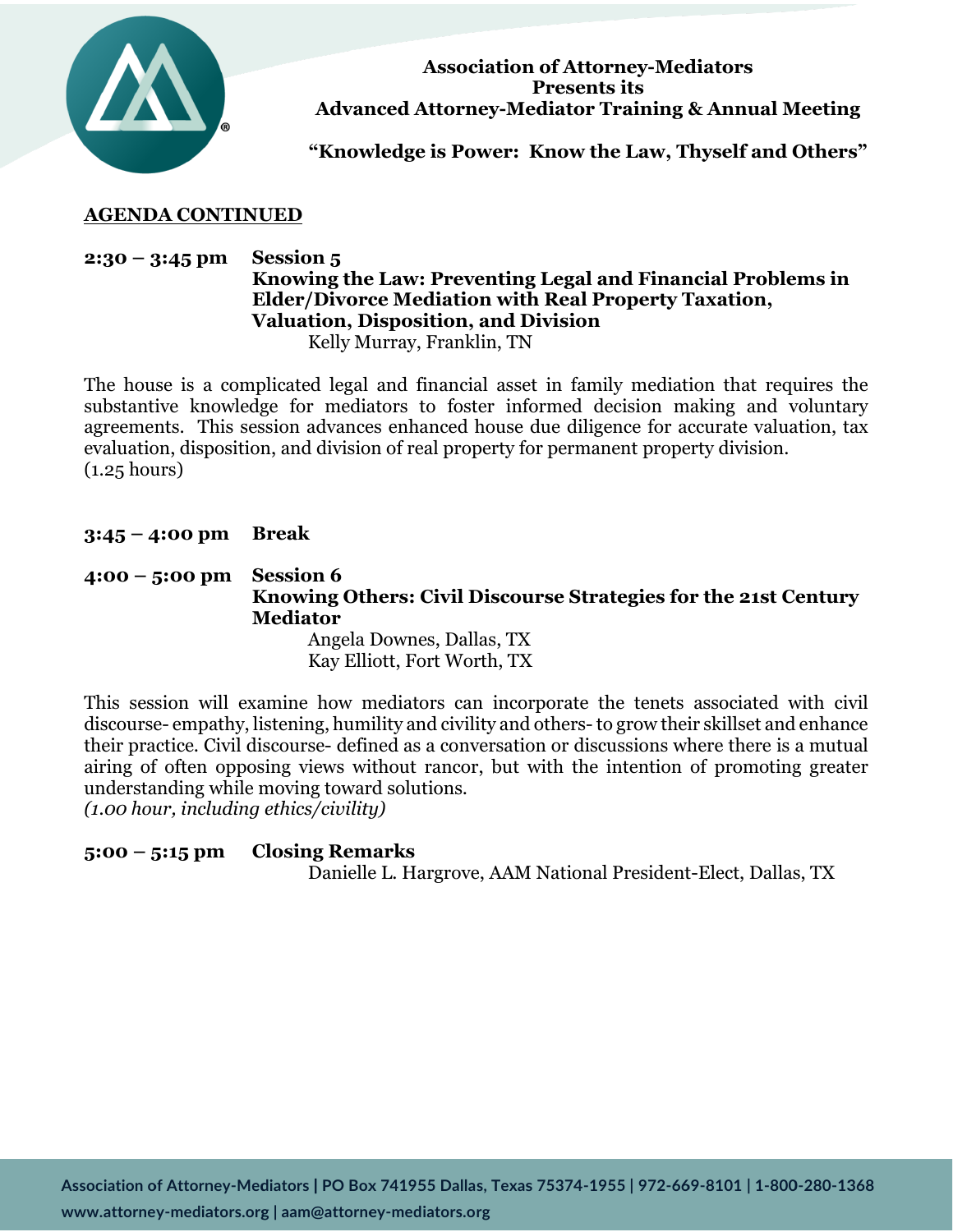**Association of Attorney-Mediators**
**Presents its**
**Advanced Attorney-Mediator Training & Annual Meeting**

**"Knowledge is Power: Know the Law, Thyself and Others"**

## AGENDA CONTINUED

**2:30 – 3:45 pm Session 5**
**Knowing the Law: Preventing Legal and Financial Problems in Elder/Divorce Mediation with Real Property Taxation, Valuation, Disposition, and Division**
Kelly Murray, Franklin, TN

The house is a complicated legal and financial asset in family mediation that requires the substantive knowledge for mediators to foster informed decision making and voluntary agreements. This session advances enhanced house due diligence for accurate valuation, tax evaluation, disposition, and division of real property for permanent property division.
(1.25 hours)

**3:45 – 4:00 pm Break**

**4:00 – 5:00 pm Session 6**
**Knowing Others: Civil Discourse Strategies for the 21st Century Mediator**
Angela Downes, Dallas, TX
Kay Elliott, Fort Worth, TX

This session will examine how mediators can incorporate the tenets associated with civil discourse- empathy, listening, humility and civility and others- to grow their skillset and enhance their practice. Civil discourse- defined as a conversation or discussions where there is a mutual airing of often opposing views without rancor, but with the intention of promoting greater understanding while moving toward solutions.
*(1.00 hour, including ethics/civility)*

**5:00 – 5:15 pm Closing Remarks**
Danielle L. Hargrove, AAM National President-Elect, Dallas, TX

Association of Attorney-Mediators | PO Box 741955 Dallas, Texas 75374-1955 | 972-669-8101 | 1-800-280-1368
www.attorney-mediators.org | aam@attorney-mediators.org